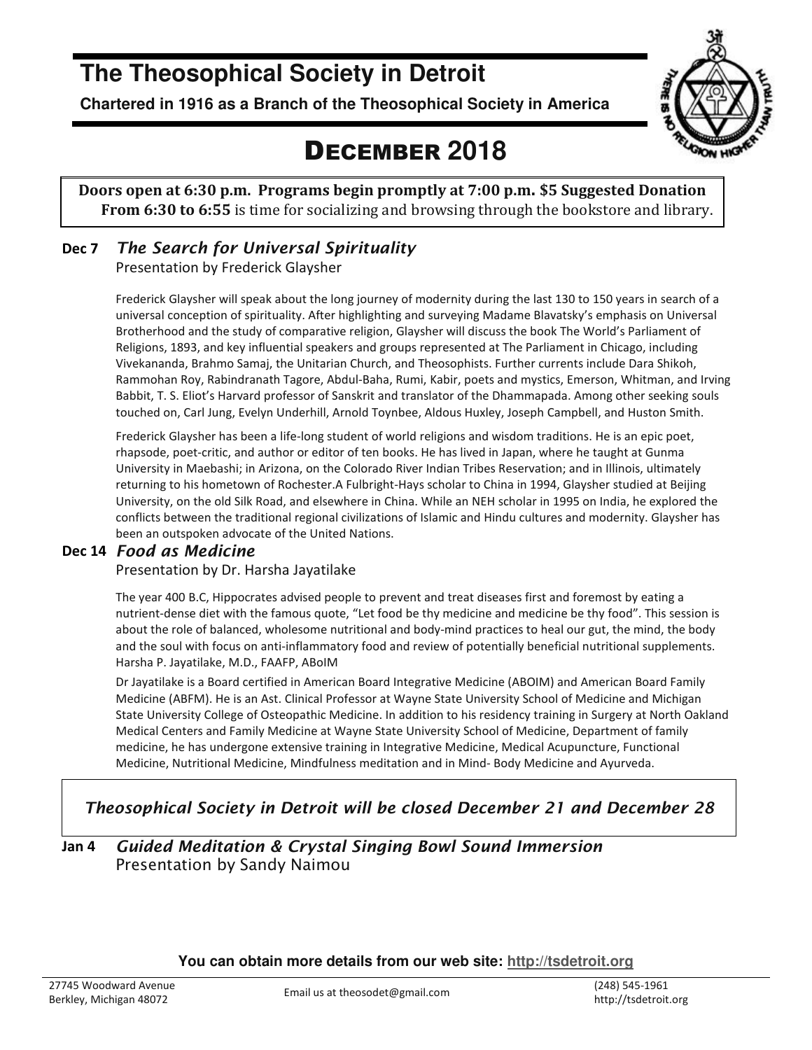# The Theosophical Society in Detroit

**Chartered in 1916 as a Branch of the Theosophical Society in America**

## DECEMBER 2018

**Doors open at 6:30 p.m. Programs begin promptly at 7:00 p.m. $5 Suggested Donation**
**From 6:30 to 6:55** is time for socializing and browsing through the bookstore and library.

### Dec 7 *The Search for Universal Spirituality*

Presentation by Frederick Glaysher

Frederick Glaysher will speak about the long journey of modernity during the last 130 to 150 years in search of a universal conception of spirituality. After highlighting and surveying Madame Blavatsky's emphasis on Universal Brotherhood and the study of comparative religion, Glaysher will discuss the book The World's Parliament of Religions, 1893, and key influential speakers and groups represented at The Parliament in Chicago, including Vivekananda, Brahmo Samaj, the Unitarian Church, and Theosophists. Further currents include Dara Shikoh, Rammohan Roy, Rabindranath Tagore, Abdul-Baha, Rumi, Kabir, poets and mystics, Emerson, Whitman, and Irving Babbit, T. S. Eliot's Harvard professor of Sanskrit and translator of the Dhammapada. Among other seeking souls touched on, Carl Jung, Evelyn Underhill, Arnold Toynbee, Aldous Huxley, Joseph Campbell, and Huston Smith.

Frederick Glaysher has been a life-long student of world religions and wisdom traditions. He is an epic poet, rhapsode, poet-critic, and author or editor of ten books. He has lived in Japan, where he taught at Gunma University in Maebashi; in Arizona, on the Colorado River Indian Tribes Reservation; and in Illinois, ultimately returning to his hometown of Rochester.A Fulbright-Hays scholar to China in 1994, Glaysher studied at Beijing University, on the old Silk Road, and elsewhere in China. While an NEH scholar in 1995 on India, he explored the conflicts between the traditional regional civilizations of Islamic and Hindu cultures and modernity. Glaysher has been an outspoken advocate of the United Nations.

### Dec 14 *Food as Medicine*

Presentation by Dr. Harsha Jayatilake

The year 400 B.C, Hippocrates advised people to prevent and treat diseases first and foremost by eating a nutrient-dense diet with the famous quote, "Let food be thy medicine and medicine be thy food". This session is about the role of balanced, wholesome nutritional and body-mind practices to heal our gut, the mind, the body and the soul with focus on anti-inflammatory food and review of potentially beneficial nutritional supplements. Harsha P. Jayatilake, M.D., FAAFP, ABoIM

Dr Jayatilake is a Board certified in American Board Integrative Medicine (ABOIM) and American Board Family Medicine (ABFM). He is an Ast. Clinical Professor at Wayne State University School of Medicine and Michigan State University College of Osteopathic Medicine. In addition to his residency training in Surgery at North Oakland Medical Centers and Family Medicine at Wayne State University School of Medicine, Department of family medicine, he has undergone extensive training in Integrative Medicine, Medical Acupuncture, Functional Medicine, Nutritional Medicine, Mindfulness meditation and in Mind- Body Medicine and Ayurveda.

*Theosophical Society in Detroit will be closed December 21 and December 28*

### Jan 4 *Guided Meditation & Crystal Singing Bowl Sound Immersion*

Presentation by Sandy Naimou

**You can obtain more details from our web site: http://tsdetroit.org**

27745 Woodward Avenue
Berkley, Michigan 48072

Email us at theosodet@gmail.com

(248) 545-1961
http://tsdetroit.org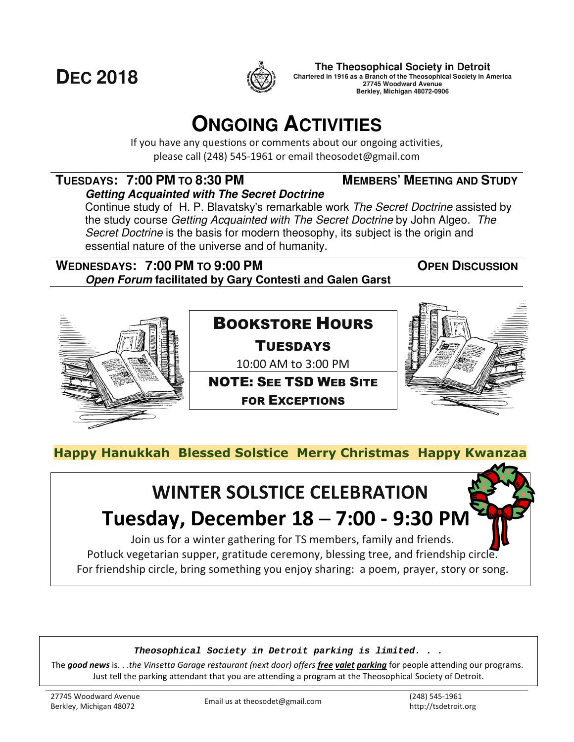**DEC 2018**

**The Theosophical Society in Detroit**
**Chartered in 1916 as a Branch of the Theosophical Society in America**
**27745 Woodward Avenue**
**Berkley, Michigan 48072-0906**

# ONGOING ACTIVITIES

If you have any questions or comments about our ongoing activities, please call (248) 545-1961 or email theosodet@gmail.com

## TUESDAYS: 7:00 PM TO 8:30 PM — MEMBERS' MEETING AND STUDY

***Getting Acquainted with The Secret Doctrine***

Continue study of H. P. Blavatsky's remarkable work *The Secret Doctrine* assisted by the study course *Getting Acquainted with The Secret Doctrine* by John Algeo. *The Secret Doctrine* is the basis for modern theosophy, its subject is the origin and essential nature of the universe and of humanity.

## WEDNESDAYS: 7:00 PM TO 9:00 PM — OPEN DISCUSSION

***Open Forum* facilitated by Gary Contesti and Galen Garst**

## BOOKSTORE HOURS

**TUESDAYS**

10:00 AM to 3:00 PM

**NOTE: SEE TSD WEB SITE FOR EXCEPTIONS**

**Happy Hanukkah Blessed Solstice Merry Christmas Happy Kwanzaa**

# WINTER SOLSTICE CELEBRATION

## Tuesday, December 18 – 7:00 - 9:30 PM

Join us for a winter gathering for TS members, family and friends.
Potluck vegetarian supper, gratitude ceremony, blessing tree, and friendship circle.
For friendship circle, bring something you enjoy sharing: a poem, prayer, story or song.

***Theosophical Society in Detroit parking is limited. . .***

The ***good news*** is. . .*the Vinsetta Garage restaurant (next door) offers **free valet parking** for people attending our programs.*
Just tell the parking attendant that you are attending a program at the Theosophical Society of Detroit.

27745 Woodward Avenue
Berkley, Michigan 48072

Email us at theosodet@gmail.com

(248) 545-1961
http://tsdetroit.org